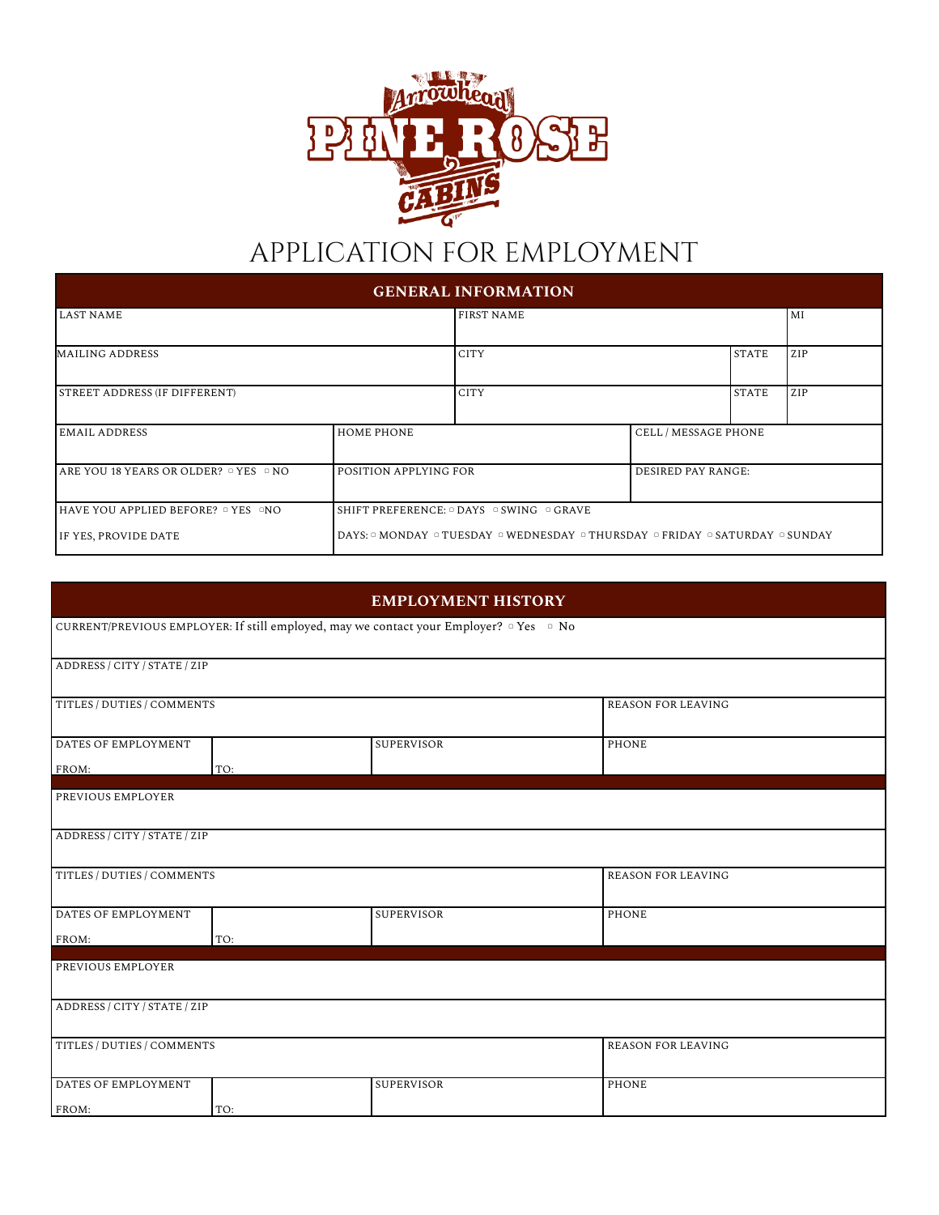Arrowhead PINE ROSE CABINS

# APPLICATION FOR EMPLOYMENT

## GENERAL INFORMATION

| LAST NAME | | FIRST NAME | | MI |
|---|---|---|---|---|
| MAILING ADDRESS | | CITY | STATE | ZIP |
| STREET ADDRESS (IF DIFFERENT) | | CITY | STATE | ZIP |
| EMAIL ADDRESS | HOME PHONE | | CELL / MESSAGE PHONE | |
| ARE YOU 18 YEARS OR OLDER? ▫ YES ▫ NO | POSITION APPLYING FOR | | DESIRED PAY RANGE: | |
| HAVE YOU APPLIED BEFORE? ▫ YES ▫NO | SHIFT PREFERENCE: ▫ DAYS ▫ SWING ▫ GRAVE | | | |
| IF YES, PROVIDE DATE | DAYS: ▫ MONDAY ▫ TUESDAY ▫ WEDNESDAY ▫ THURSDAY ▫ FRIDAY ▫ SATURDAY ▫ SUNDAY | | | |

## EMPLOYMENT HISTORY

| CURRENT/PREVIOUS EMPLOYER: If still employed, may we contact your Employer? ▫ Yes ▫ No | | | |
|---|---|---|---|
| ADDRESS / CITY / STATE / ZIP | | | |
| TITLES / DUTIES / COMMENTS | | | REASON FOR LEAVING |
| DATES OF EMPLOYMENT<br>FROM: | TO: | SUPERVISOR | PHONE |
| PREVIOUS EMPLOYER | | | |
| ADDRESS / CITY / STATE / ZIP | | | |
| TITLES / DUTIES / COMMENTS | | | REASON FOR LEAVING |
| DATES OF EMPLOYMENT<br>FROM: | TO: | SUPERVISOR | PHONE |
| PREVIOUS EMPLOYER | | | |
| ADDRESS / CITY / STATE / ZIP | | | |
| TITLES / DUTIES / COMMENTS | | | REASON FOR LEAVING |
| DATES OF EMPLOYMENT<br>FROM: | TO: | SUPERVISOR | PHONE |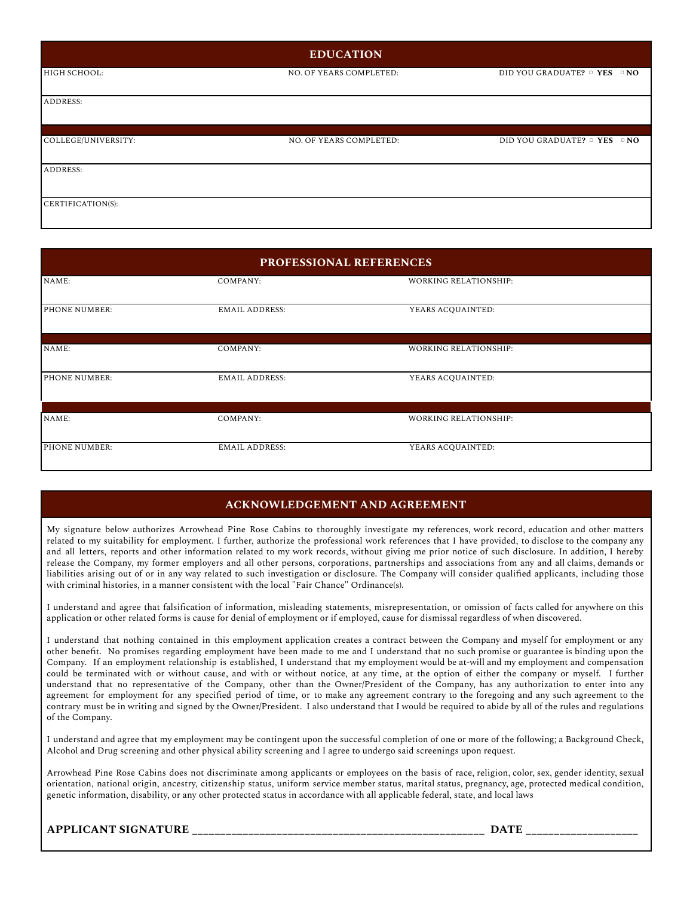## EDUCATION

| | | |
|---|---|---|
| HIGH SCHOOL: | NO. OF YEARS COMPLETED: | DID YOU GRADUATE? ▫ **YES** ▫ **NO** |
| ADDRESS: | | |

| | | |
|---|---|---|
| COLLEGE/UNIVERSITY: | NO. OF YEARS COMPLETED: | DID YOU GRADUATE? ▫ **YES** ▫ **NO** |
| ADDRESS: | | |
| CERTIFICATION(S): | | |

## PROFESSIONAL REFERENCES

| | | |
|---|---|---|
| NAME: | COMPANY: | WORKING RELATIONSHIP: |
| PHONE NUMBER: | EMAIL ADDRESS: | YEARS ACQUAINTED: |

| | | |
|---|---|---|
| NAME: | COMPANY: | WORKING RELATIONSHIP: |
| PHONE NUMBER: | EMAIL ADDRESS: | YEARS ACQUAINTED: |

| | | |
|---|---|---|
| NAME: | COMPANY: | WORKING RELATIONSHIP: |
| PHONE NUMBER: | EMAIL ADDRESS: | YEARS ACQUAINTED: |

## ACKNOWLEDGEMENT AND AGREEMENT

My signature below authorizes Arrowhead Pine Rose Cabins to thoroughly investigate my references, work record, education and other matters related to my suitability for employment. I further, authorize the professional work references that I have provided, to disclose to the company any and all letters, reports and other information related to my work records, without giving me prior notice of such disclosure. In addition, I hereby release the Company, my former employers and all other persons, corporations, partnerships and associations from any and all claims, demands or liabilities arising out of or in any way related to such investigation or disclosure. The Company will consider qualified applicants, including those with criminal histories, in a manner consistent with the local "Fair Chance" Ordinance(s).

I understand and agree that falsification of information, misleading statements, misrepresentation, or omission of facts called for anywhere on this application or other related forms is cause for denial of employment or if employed, cause for dismissal regardless of when discovered.

I understand that nothing contained in this employment application creates a contract between the Company and myself for employment or any other benefit. No promises regarding employment have been made to me and I understand that no such promise or guarantee is binding upon the Company. If an employment relationship is established, I understand that my employment would be at-will and my employment and compensation could be terminated with or without cause, and with or without notice, at any time, at the option of either the company or myself. I further understand that no representative of the Company, other than the Owner/President of the Company, has any authorization to enter into any agreement for employment for any specified period of time, or to make any agreement contrary to the foregoing and any such agreement to the contrary must be in writing and signed by the Owner/President. I also understand that I would be required to abide by all of the rules and regulations of the Company.

I understand and agree that my employment may be contingent upon the successful completion of one or more of the following; a Background Check, Alcohol and Drug screening and other physical ability screening and I agree to undergo said screenings upon request.

Arrowhead Pine Rose Cabins does not discriminate among applicants or employees on the basis of race, religion, color, sex, gender identity, sexual orientation, national origin, ancestry, citizenship status, uniform service member status, marital status, pregnancy, age, protected medical condition, genetic information, disability, or any other protected status in accordance with all applicable federal, state, and local laws

**APPLICANT SIGNATURE** ___________________________________________________ **DATE** ___________________